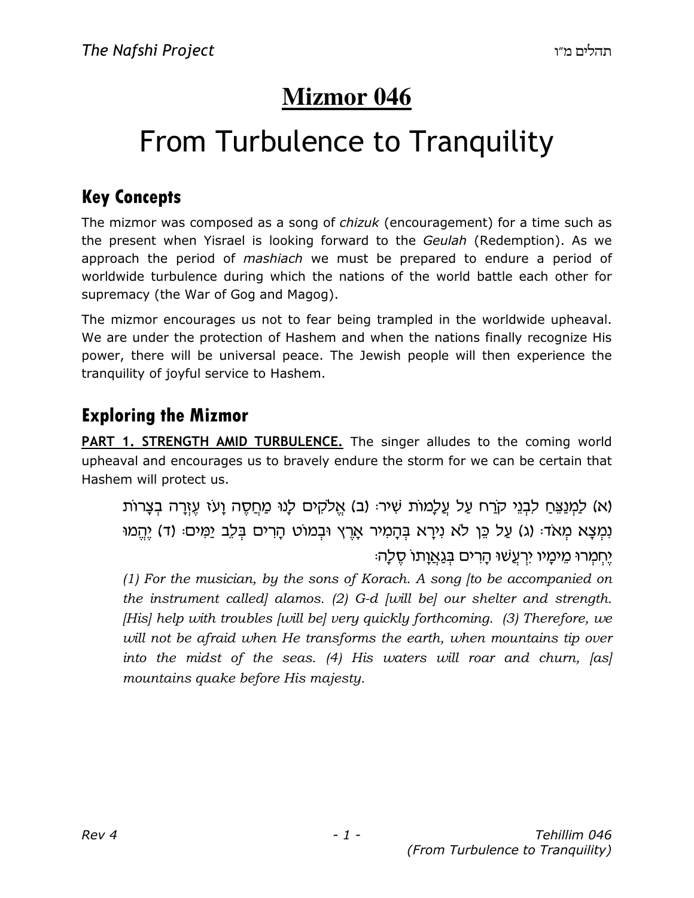# Mizmor 046

# From Turbulence to Tranquility

## Key Concepts

The mizmor was composed as a song of *chizuk* (encouragement) for a time such as the present when Yisrael is looking forward to the *Geulah* (Redemption). As we approach the period of *mashiach* we must be prepared to endure a period of worldwide turbulence during which the nations of the world battle each other for supremacy (the War of Gog and Magog).

The mizmor encourages us not to fear being trampled in the worldwide upheaval. We are under the protection of Hashem and when the nations finally recognize His power, there will be universal peace. The Jewish people will then experience the tranquility of joyful service to Hashem.

## Exploring the Mizmor

**PART 1. STRENGTH AMID TURBULENCE.** The singer alludes to the coming world upheaval and encourages us to bravely endure the storm for we can be certain that Hashem will protect us.

(א) לַמְנַצֵּחַ לִבְנֵי קֹרַח עַל עֲלָמוֹת שִׁיר: (ב) אֱלֹקִים לָנוּ מַחֲסֶה וָעֹז עֶזְרָה בְצָרוֹת נִמְצָא מְאֹד: (ג) עַל כֵּן לֹא נִירָא בְּהָמִיר אָרֶץ וּבְמוֹט הָרִים בְּלֵב יַמִּים: (ד) יֶהֱמוּ יֶחְמְרוּ מֵימָיו יִרְעֲשׁוּ הָרִים בְּגַאֲוָתוֹ סֶלָה:

*(1) For the musician, by the sons of Korach. A song [to be accompanied on the instrument called] alamos. (2) G-d [will be] our shelter and strength. [His] help with troubles [will be] very quickly forthcoming. (3) Therefore, we will not be afraid when He transforms the earth, when mountains tip over into the midst of the seas. (4) His waters will roar and churn, [as] mountains quake before His majesty.*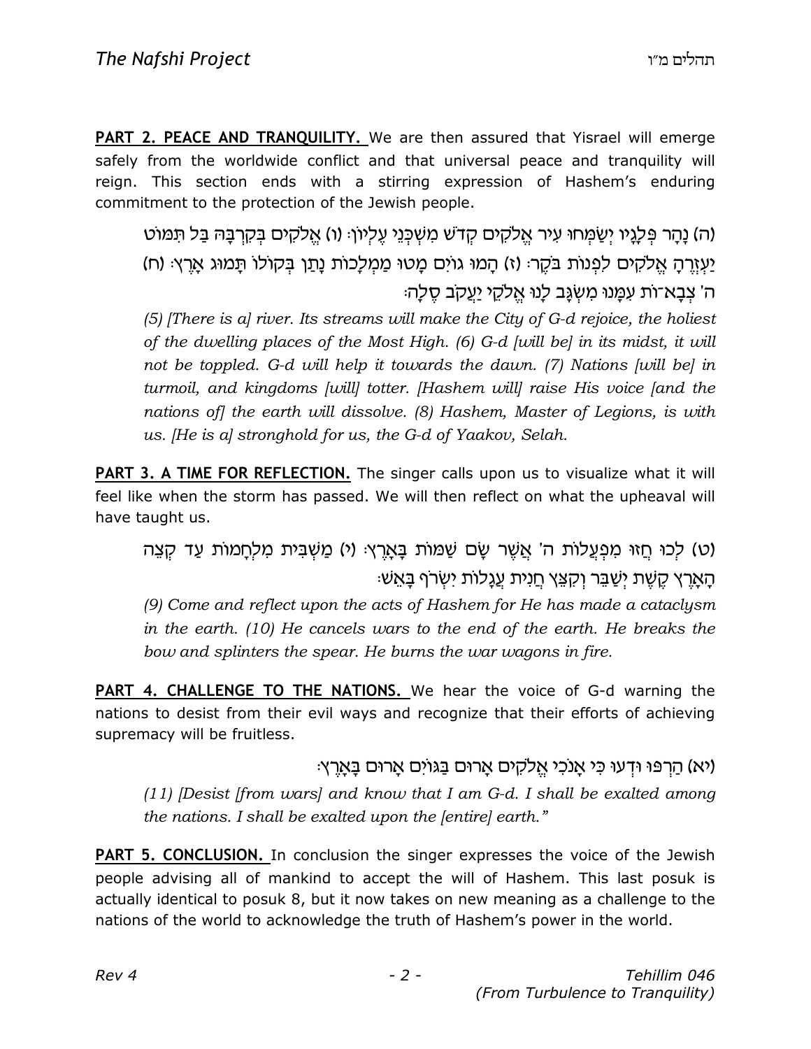**PART 2. PEACE AND TRANQUILITY.** We are then assured that Yisrael will emerge safely from the worldwide conflict and that universal peace and tranquility will reign. This section ends with a stirring expression of Hashem's enduring commitment to the protection of the Jewish people.

(ה) נָהָר פְּלָגָיו יְשַׂמְּחוּ עִיר אֱלֹקִים קְדֹשׁ מִשְׁכְּנֵי עֶלְיוֹן: (ו) אֱלֹקִים בְּקִרְבָּהּ בַּל תִּמּוֹט יַעְזְרֶהָ אֱלֹקִים לִפְנוֹת בֹּקֶר: (ז) הָמוּ גוֹיִם מָטוּ מַמְלָכוֹת נָתַן בְּקוֹלוֹ תָּמוּג אָרֶץ: (ח) ה' צְבָא־וֹת עִמָּנוּ מִשְׂגָּב לָנוּ אֱלֹקֵי יַעֲקֹב סֶלָה:

*(5) [There is a] river. Its streams will make the City of G-d rejoice, the holiest of the dwelling places of the Most High. (6) G-d [will be] in its midst, it will not be toppled. G-d will help it towards the dawn. (7) Nations [will be] in turmoil, and kingdoms [will] totter. [Hashem will] raise His voice [and the nations of] the earth will dissolve. (8) Hashem, Master of Legions, is with us. [He is a] stronghold for us, the G-d of Yaakov, Selah.*

**PART 3. A TIME FOR REFLECTION.** The singer calls upon us to visualize what it will feel like when the storm has passed. We will then reflect on what the upheaval will have taught us.

(ט) לְכוּ חֲזוּ מִפְעֲלוֹת ה' אֲשֶׁר שָׂם שַׁמּוֹת בָּאָרֶץ: (י) מַשְׁבִּית מִלְחָמוֹת עַד קְצֵה הָאָרֶץ קֶשֶׁת יְשַׁבֵּר וְקִצֵּץ חֲנִית עֲגָלוֹת יִשְׂרֹף בָּאֵשׁ:

*(9) Come and reflect upon the acts of Hashem for He has made a cataclysm in the earth. (10) He cancels wars to the end of the earth. He breaks the bow and splinters the spear. He burns the war wagons in fire.*

**PART 4. CHALLENGE TO THE NATIONS.** We hear the voice of G-d warning the nations to desist from their evil ways and recognize that their efforts of achieving supremacy will be fruitless.

(יא) הַרְפּוּ וּדְעוּ כִּי אָנֹכִי אֱלֹקִים אָרוּם בַּגּוֹיִם אָרוּם בָּאָרֶץ:

*(11) [Desist [from wars] and know that I am G-d. I shall be exalted among the nations. I shall be exalted upon the [entire] earth."*

**PART 5. CONCLUSION.** In conclusion the singer expresses the voice of the Jewish people advising all of mankind to accept the will of Hashem. This last posuk is actually identical to posuk 8, but it now takes on new meaning as a challenge to the nations of the world to acknowledge the truth of Hashem's power in the world.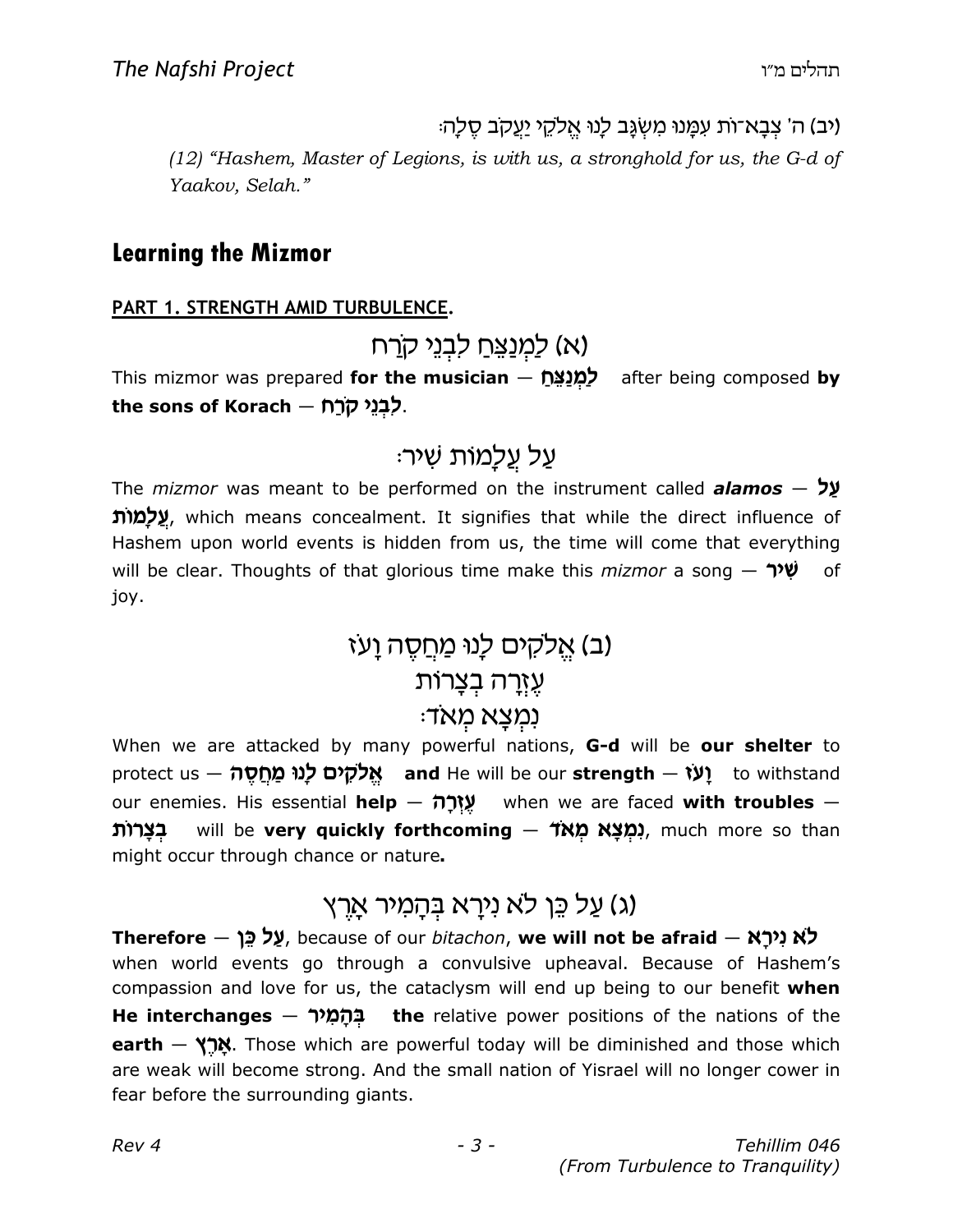(יב) ה' צְבָא־וֹת עִמָּנוּ מִשְׂגָּב לָנוּ אֱלֹקֵי יַעֲקֹב סֶלָה׃

*(12) "Hashem, Master of Legions, is with us, a stronghold for us, the G-d of Yaakov, Selah."*

## Learning the Mizmor

### PART 1. STRENGTH AMID TURBULENCE.

(א) לַמְנַצֵּחַ לִבְנֵי קֹרַח

This mizmor was prepared **for the musician — לַמְנַצֵּחַ** after being composed **by the sons of Korach — לִבְנֵי קֹרַח**.

עַל עֲלָמוֹת שִׁיר׃

The *mizmor* was meant to be performed on the instrument called ***alamos* — עַל עֲלָמוֹת**, which means concealment. It signifies that while the direct influence of Hashem upon world events is hidden from us, the time will come that everything will be clear. Thoughts of that glorious time make this *mizmor* a song — **שִׁיר** of joy.

(ב) אֱלֹקִים לָנוּ מַחֲסֶה וָעֹז
עֶזְרָה בְצָרוֹת
נִמְצָא מְאֹד׃

When we are attacked by many powerful nations, **G-d** will be **our shelter** to protect us — **אֱלֹקִים לָנוּ מַחֲסֶה** **and** He will be our **strength — וָעֹז** to withstand our enemies. His essential **help — עֶזְרָה** when we are faced **with troubles — בְצָרוֹת** will be **very quickly forthcoming — נִמְצָא מְאֹד**, much more so than might occur through chance or nature**.**

(ג) עַל כֵּן לֹא נִירָא בְּהָמִיר אָרֶץ

**Therefore — עַל כֵּן**, because of our *bitachon*, **we will not be afraid — לֹא נִירָא** when world events go through a convulsive upheaval. Because of Hashem's compassion and love for us, the cataclysm will end up being to our benefit **when He interchanges — בְּהָמִיר the** relative power positions of the nations of the **earth — אָרֶץ**. Those which are powerful today will be diminished and those which are weak will become strong. And the small nation of Yisrael will no longer cower in fear before the surrounding giants.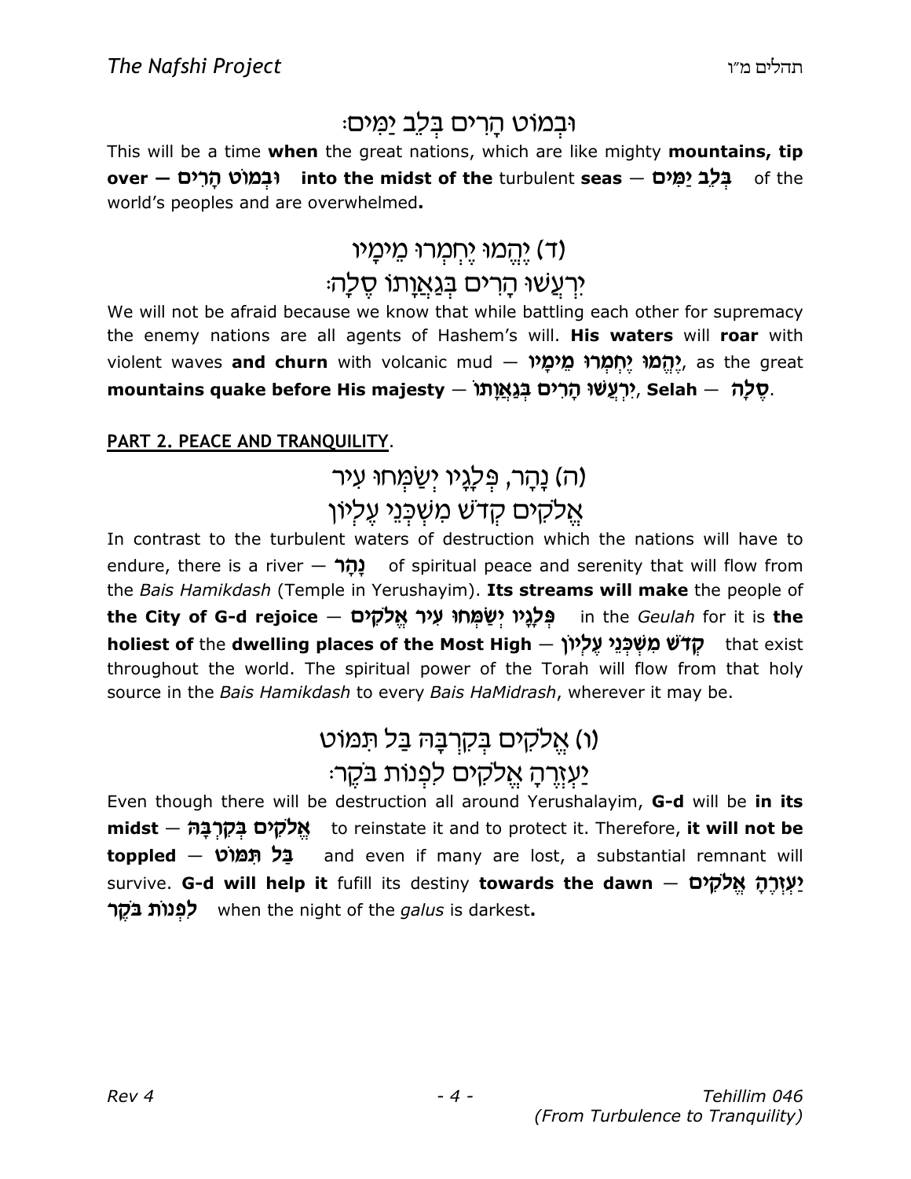וּבְמוֹט הָרִים בְּלֵב יַמִּים׃

This will be a time **when** the great nations, which are like mighty **mountains, tip over — וּבְמוֹט הָרִים into the midst of the** turbulent **seas — בְּלֵב יַמִּים** of the world's peoples and are overwhelmed**.**

(ד) יֶהֱמוּ יֶחְמְרוּ מֵימָיו
יִרְעֲשׁוּ הָרִים בְּגַאֲוָתוֹ סֶלָה׃

We will not be afraid because we know that while battling each other for supremacy the enemy nations are all agents of Hashem's will. **His waters** will **roar** with violent waves **and churn** with volcanic mud — **יֶהֱמוּ יֶחְמְרוּ מֵימָיו**, as the great **mountains quake before His majesty — יִרְעֲשׁוּ הָרִים בְּגַאֲוָתוֹ, Selah — סֶלָה.**

## PART 2. PEACE AND TRANQUILITY.

(ה) נָהָר, פְּלָגָיו יְשַׂמְּחוּ עִיר
אֱלֹקִים קְדֹשׁ מִשְׁכְּנֵי עֶלְיוֹן

In contrast to the turbulent waters of destruction which the nations will have to endure, there is a river — **נָהָר** of spiritual peace and serenity that will flow from the *Bais Hamikdash* (Temple in Yerushayim). **Its streams will make** the people of **the City of G-d rejoice — פְּלָגָיו יְשַׂמְּחוּ עִיר אֱלֹקִים** in the *Geulah* for it is **the holiest of** the **dwelling places of the Most High — קְדֹשׁ מִשְׁכְּנֵי עֶלְיוֹן** that exist throughout the world. The spiritual power of the Torah will flow from that holy source in the *Bais Hamikdash* to every *Bais HaMidrash*, wherever it may be.

(ו) אֱלֹקִים בְּקִרְבָּהּ בַּל תִּמּוֹט
יַעְזְרֶהָ אֱלֹקִים לִפְנוֹת בֹּקֶר׃

Even though there will be destruction all around Yerushalayim, **G-d** will be **in its midst — אֱלֹקִים בְּקִרְבָּהּ** to reinstate it and to protect it. Therefore, **it will not be toppled — בַּל תִּמּוֹט** and even if many are lost, a substantial remnant will survive. **G-d will help it** fufill its destiny **towards the dawn — יַעְזְרֶהָ אֱלֹקִים לִפְנוֹת בֹּקֶר** when the night of the *galus* is darkest**.**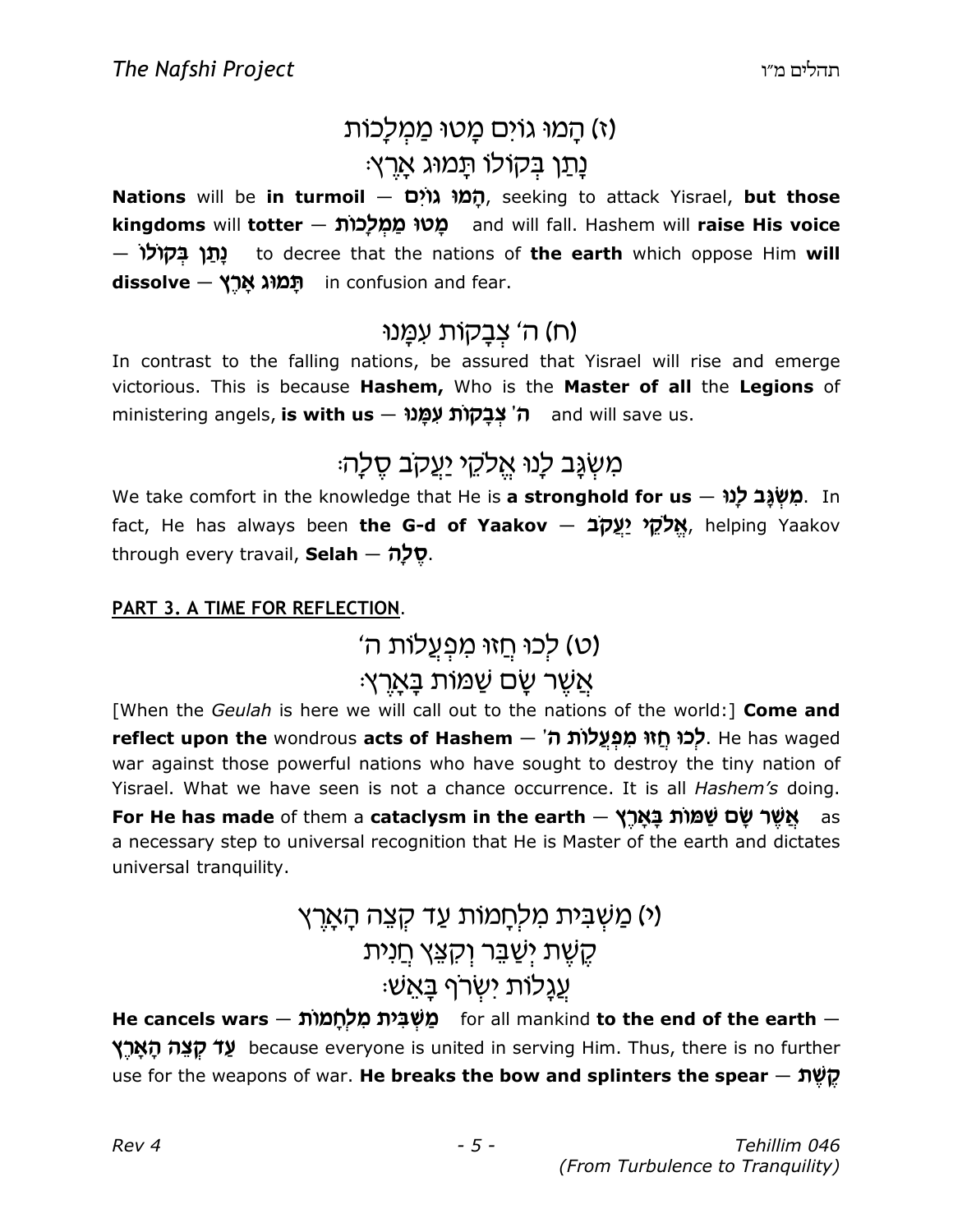(ז) הָמוּ גוֹיִם מָטוּ מַמְלָכוֹת
נָתַן בְּקוֹלוֹ תָּמוּג אָרֶץ׃

**Nations** will be **in turmoil** — **הָמוּ גוֹיִם**, seeking to attack Yisrael, **but those kingdoms** will **totter** — **מָטוּ מַמְלָכוֹת** and will fall. Hashem will **raise His voice** — **נָתַן בְּקוֹלוֹ** to decree that the nations of **the earth** which oppose Him **will dissolve** — **תָּמוּג אָרֶץ** in confusion and fear.

(ח) ה׳ צְבָקוֹת עִמָּנוּ

In contrast to the falling nations, be assured that Yisrael will rise and emerge victorious. This is because **Hashem,** Who is the **Master of all** the **Legions** of ministering angels, **is with us** — **ה׳ צְבָקוֹת עִמָּנוּ** and will save us.

מִשְׂגָּב לָנוּ אֱלֹקֵי יַעֲקֹב סֶלָה׃

We take comfort in the knowledge that He is **a stronghold for us** — **מִשְׂגָּב לָנוּ**. In fact, He has always been **the G-d of Yaakov** — **אֱלֹקֵי יַעֲקֹב**, helping Yaakov through every travail, **Selah** — **סֶלָה**.

**PART 3. A TIME FOR REFLECTION**.

(ט) לְכוּ חֲזוּ מִפְעֲלוֹת ה׳
אֲשֶׁר שָׂם שַׁמּוֹת בָּאָרֶץ׃

[When the *Geulah* is here we will call out to the nations of the world:] **Come and reflect upon the** wondrous **acts of Hashem** — **לְכוּ חֲזוּ מִפְעֲלוֹת ה׳**. He has waged war against those powerful nations who have sought to destroy the tiny nation of Yisrael. What we have seen is not a chance occurrence. It is all *Hashem's* doing. **For He has made** of them a **cataclysm in the earth** — **אֲשֶׁר שָׂם שַׁמּוֹת בָּאָרֶץ** as a necessary step to universal recognition that He is Master of the earth and dictates universal tranquility.

(י) מַשְׁבִּית מִלְחָמוֹת עַד קְצֵה הָאָרֶץ
קֶשֶׁת יְשַׁבֵּר וְקִצֵּץ חֲנִית
עֲגָלוֹת יִשְׂרֹף בָּאֵשׁ׃

**He cancels wars** — **מַשְׁבִּית מִלְחָמוֹת** for all mankind **to the end of the earth** — **עַד קְצֵה הָאָרֶץ** because everyone is united in serving Him. Thus, there is no further use for the weapons of war. **He breaks the bow and splinters the spear** — **קֶשֶׁת**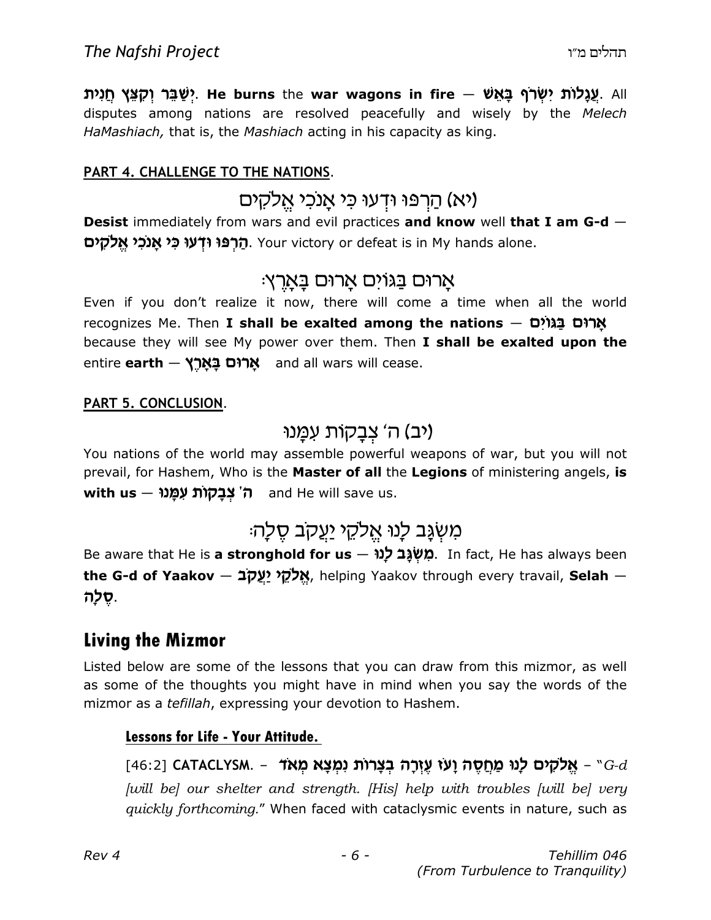יְשַׁבֵּר וְקִצֵּץ חֲנִית. **He burns** the **war wagons in fire** — **עֲגָלוֹת יִשְׂרֹף בָּאֵשׁ**. All disputes among nations are resolved peacefully and wisely by the *Melech HaMashiach,* that is, the *Mashiach* acting in his capacity as king.

**PART 4. CHALLENGE TO THE NATIONS**.

## (יא) הַרְפּוּ וּדְעוּ כִּי אָנֹכִי אֱלֹקִים

**Desist** immediately from wars and evil practices **and know** well **that I am G-d** — **הַרְפּוּ וּדְעוּ כִּי אָנֹכִי אֱלֹקִים**. Your victory or defeat is in My hands alone.

## אָרוּם בַּגּוֹיִם אָרוּם בָּאָרֶץ:

Even if you don't realize it now, there will come a time when all the world recognizes Me. Then **I shall be exalted among the nations** — **אָרוּם בַּגּוֹיִם** because they will see My power over them. Then **I shall be exalted upon the** entire **earth** — **אָרוּם בָּאָרֶץ** and all wars will cease.

**PART 5. CONCLUSION**.

## (יב) ה' צְבָקוֹת עִמָּנוּ

You nations of the world may assemble powerful weapons of war, but you will not prevail, for Hashem, Who is the **Master of all** the **Legions** of ministering angels, **is with us** — **ה' צְבָקוֹת עִמָּנוּ** and He will save us.

## מִשְׂגָּב לָנוּ אֱלֹקֵי יַעֲקֹב סֶלָה:

Be aware that He is **a stronghold for us** — **מִשְׂגָּב לָנוּ**. In fact, He has always been **the G-d of Yaakov** — **אֱלֹקֵי יַעֲקֹב**, helping Yaakov through every travail, **Selah** — **סֶלָה**.

# Living the Mizmor

Listed below are some of the lessons that you can draw from this mizmor, as well as some of the thoughts you might have in mind when you say the words of the mizmor as a *tefillah*, expressing your devotion to Hashem.

### Lessons for Life - Your Attitude.

[46:2] **CATACLYSM.** – **אֱלֹקִים לָנוּ מַחֲסֶה וָעֹז עֶזְרָה בְצָרוֹת נִמְצָא מְאֹד** – "*G-d [will be] our shelter and strength. [His] help with troubles [will be] very quickly forthcoming.*" When faced with cataclysmic events in nature, such as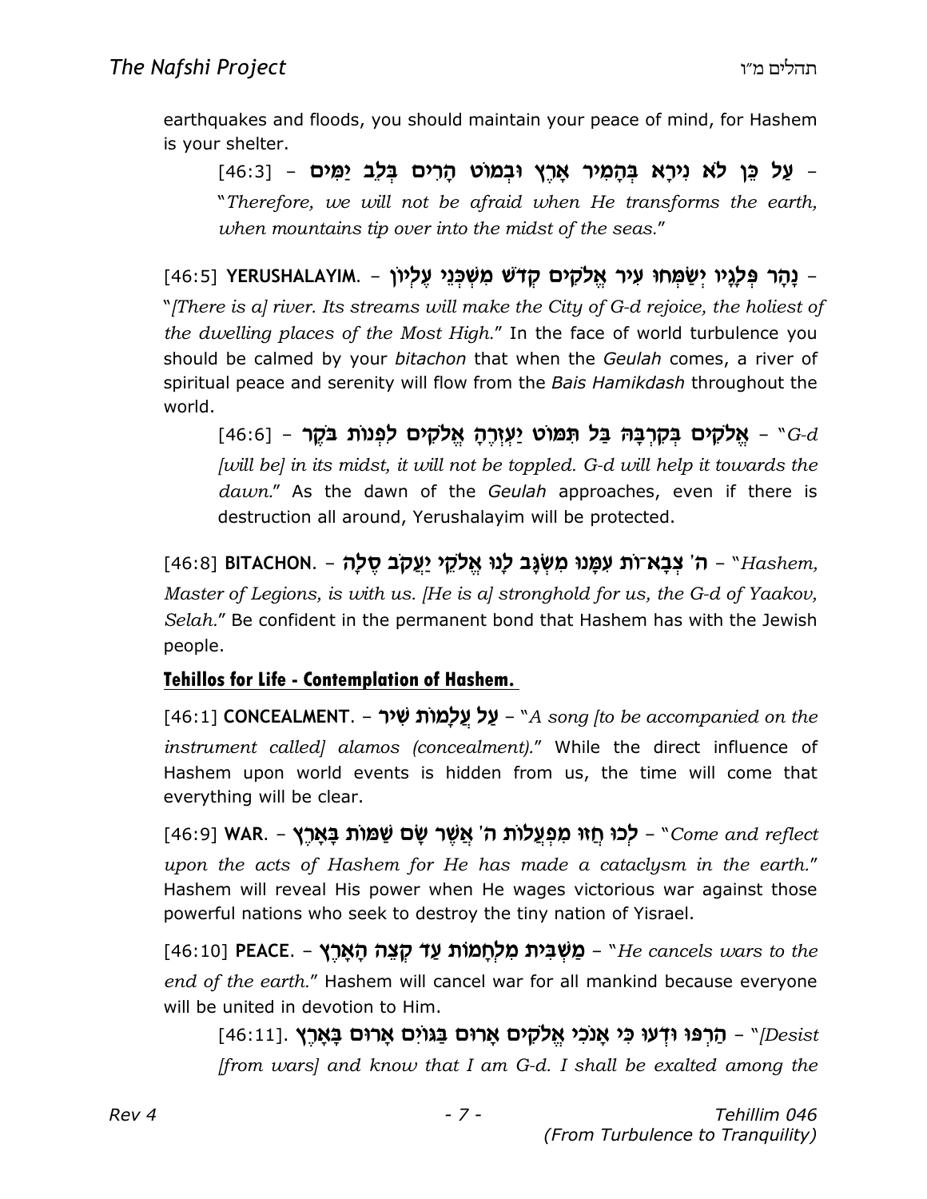earthquakes and floods, you should maintain your peace of mind, for Hashem is your shelter.

> [46:3] – **עַל כֵּן לֹא נִירָא בְּהָמִיר אָרֶץ וּבְמוֹט הָרִים בְּלֵב יַמִּים** – "*Therefore, we will not be afraid when He transforms the earth, when mountains tip over into the midst of the seas.*"

[46:5] **YERUSHALAYIM.** – **נָהָר פְּלָגָיו יְשַׂמְּחוּ עִיר אֱלֹקִים קְדֹשׁ מִשְׁכְּנֵי עֶלְיוֹן** – "*[There is a] river. Its streams will make the City of G-d rejoice, the holiest of the dwelling places of the Most High.*" In the face of world turbulence you should be calmed by your *bitachon* that when the *Geulah* comes, a river of spiritual peace and serenity will flow from the *Bais Hamikdash* throughout the world.

> [46:6] – **אֱלֹקִים בְּקִרְבָּהּ בַּל תִּמּוֹט יַעְזְרֶהָ אֱלֹקִים לִפְנוֹת בֹּקֶר** – "*G-d [will be] in its midst, it will not be toppled. G-d will help it towards the dawn.*" As the dawn of the *Geulah* approaches, even if there is destruction all around, Yerushalayim will be protected.

[46:8] **BITACHON.** – **ה' צְבָא־וֹת עִמָּנוּ מִשְׂגָּב לָנוּ אֱלֹקֵי יַעֲקֹב סֶלָה** – "*Hashem, Master of Legions, is with us. [He is a] stronghold for us, the G-d of Yaakov, Selah.*" Be confident in the permanent bond that Hashem has with the Jewish people.

**Tehillos for Life - Contemplation of Hashem.**

[46:1] **CONCEALMENT.** – **עַל עֲלָמוֹת שִׁיר** – "*A song [to be accompanied on the instrument called] alamos (concealment).*" While the direct influence of Hashem upon world events is hidden from us, the time will come that everything will be clear.

[46:9] **WAR.** – **לְכוּ חֲזוּ מִפְעֲלוֹת ה' אֲשֶׁר שָׂם שַׁמּוֹת בָּאָרֶץ** – "*Come and reflect upon the acts of Hashem for He has made a cataclysm in the earth.*" Hashem will reveal His power when He wages victorious war against those powerful nations who seek to destroy the tiny nation of Yisrael.

[46:10] **PEACE.** – **מַשְׁבִּית מִלְחָמוֹת עַד קְצֵה הָאָרֶץ** – "*He cancels wars to the end of the earth.*" Hashem will cancel war for all mankind because everyone will be united in devotion to Him.

> [46:11]. **הַרְפּוּ וּדְעוּ כִּי אָנֹכִי אֱלֹקִים אָרוּם בַּגּוֹיִם אָרוּם בָּאָרֶץ** – "*[Desist [from wars] and know that I am G-d. I shall be exalted among the*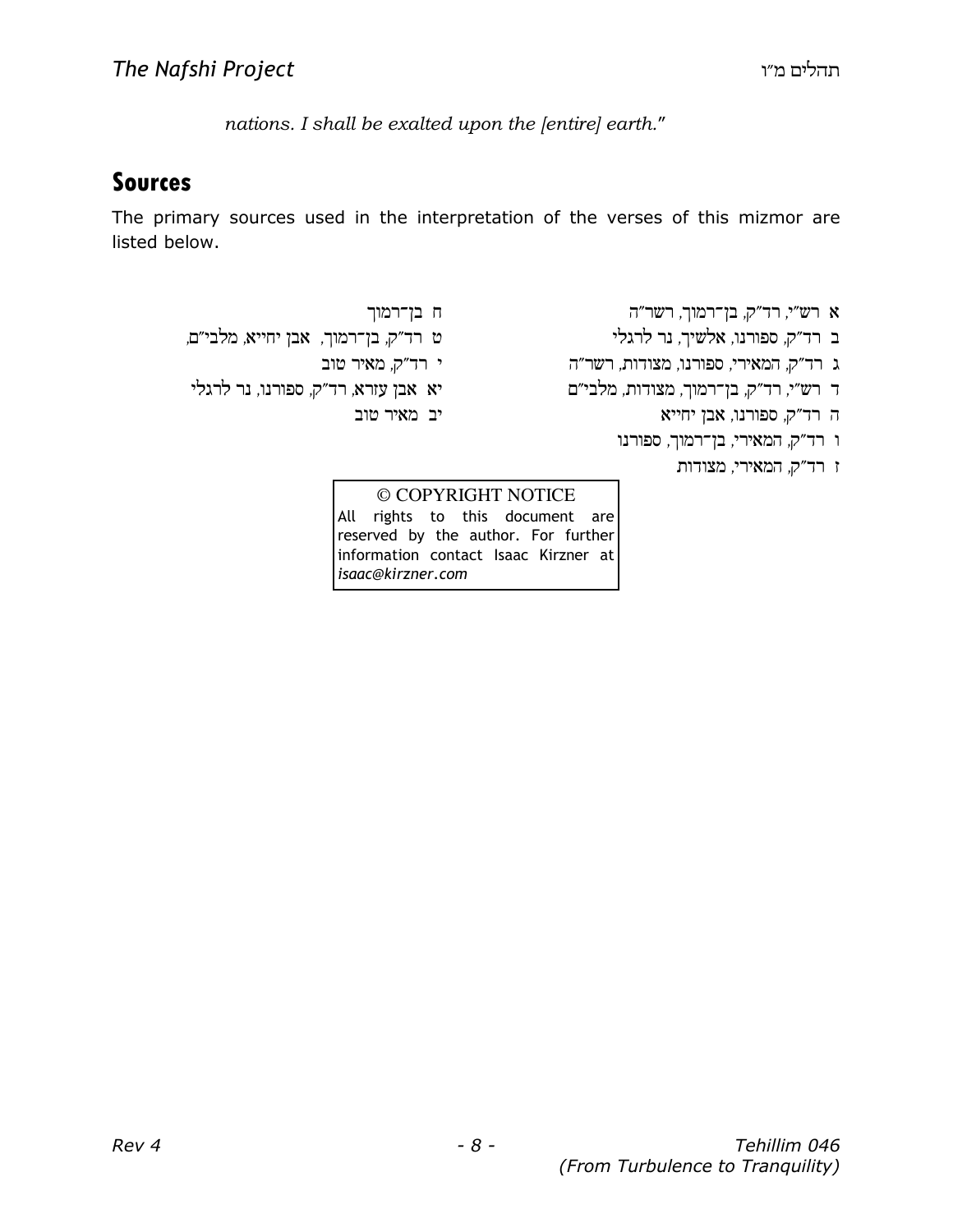*nations. I shall be exalted upon the [entire] earth."*

## Sources

The primary sources used in the interpretation of the verses of this mizmor are listed below.

א רש״י, רד״ק, בן־רמוך, רשר״ה
ב רד״ק, ספורנו, אלשיך, נר לרגלי
ג רד״ק, המאירי, ספורנו, מצודות, רשר״ה
ד רש״י, רד״ק, בן־רמוך, מצודות, מלבי״ם
ה רד״ק, ספורנו, אבן יחייא
ו רד״ק, המאירי, בן־רמוך, ספורנו
ז רד״ק, המאירי, מצודות
ח בן־רמוך
ט רד״ק, בן־רמוך, אבן יחייא, מלבי״ם,
י רד״ק, מאיר טוב
יא אבן עזרא, רד״ק, ספורנו, נר לרגלי
יב מאיר טוב

© COPYRIGHT NOTICE
All rights to this document are reserved by the author. For further information contact Isaac Kirzner at *isaac@kirzner.com*